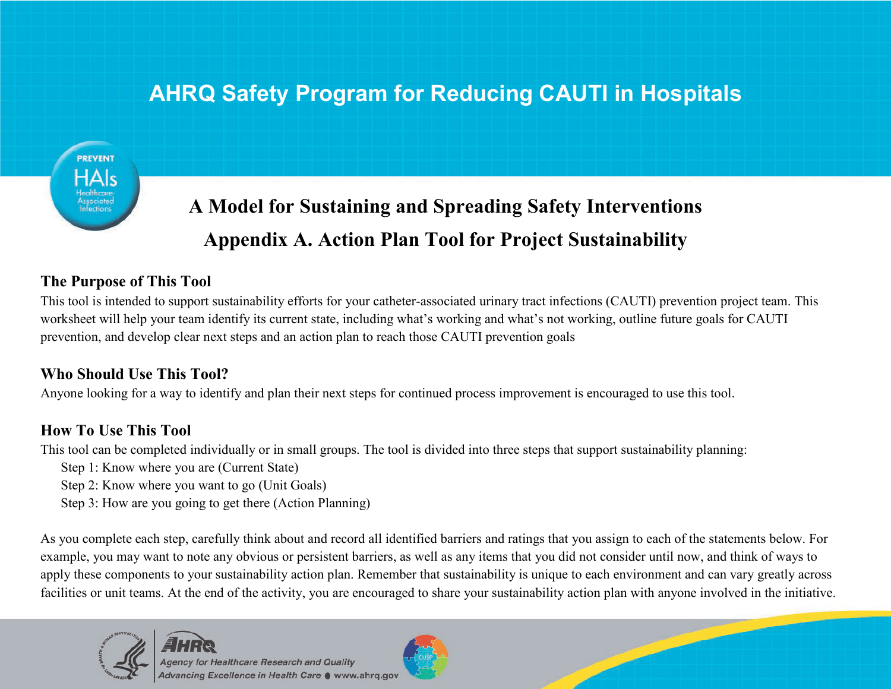# AHRQ Safety Program for Reducing CAUTI in Hospitals

## A Model for Sustaining and Spreading Safety Interventions

## Appendix A. Action Plan Tool for Project Sustainability

### The Purpose of This Tool

This tool is intended to support sustainability efforts for your catheter-associated urinary tract infections (CAUTI) prevention project team. This worksheet will help your team identify its current state, including what's working and what's not working, outline future goals for CAUTI prevention, and develop clear next steps and an action plan to reach those CAUTI prevention goals

### Who Should Use This Tool?

Anyone looking for a way to identify and plan their next steps for continued process improvement is encouraged to use this tool.

### How To Use This Tool

This tool can be completed individually or in small groups. The tool is divided into three steps that support sustainability planning:

- Step 1: Know where you are (Current State)
- Step 2: Know where you want to go (Unit Goals)
- Step 3: How are you going to get there (Action Planning)

As you complete each step, carefully think about and record all identified barriers and ratings that you assign to each of the statements below. For example, you may want to note any obvious or persistent barriers, as well as any items that you did not consider until now, and think of ways to apply these components to your sustainability action plan. Remember that sustainability is unique to each environment and can vary greatly across facilities or unit teams. At the end of the activity, you are encouraged to share your sustainability action plan with anyone involved in the initiative.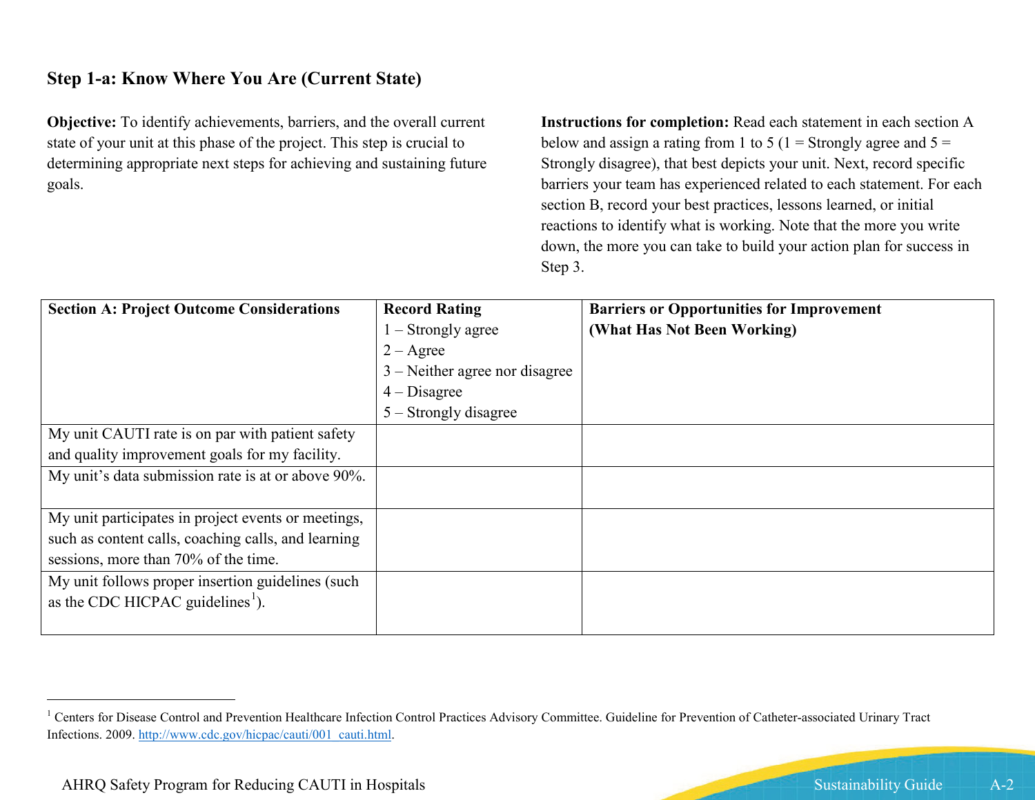## Step 1-a: Know Where You Are (Current State)

**Objective:** To identify achievements, barriers, and the overall current state of your unit at this phase of the project. This step is crucial to determining appropriate next steps for achieving and sustaining future goals.

**Instructions for completion:** Read each statement in each section A below and assign a rating from 1 to 5 (1 = Strongly agree and 5 = Strongly disagree), that best depicts your unit. Next, record specific barriers your team has experienced related to each statement. For each section B, record your best practices, lessons learned, or initial reactions to identify what is working. Note that the more you write down, the more you can take to build your action plan for success in Step 3.

| **Section A: Project Outcome Considerations** | **Record Rating**<br>1 – Strongly agree<br>2 – Agree<br>3 – Neither agree nor disagree<br>4 – Disagree<br>5 – Strongly disagree | **Barriers or Opportunities for Improvement (What Has Not Been Working)** |
|---|---|---|
| My unit CAUTI rate is on par with patient safety and quality improvement goals for my facility. | | |
| My unit's data submission rate is at or above 90%. | | |
| My unit participates in project events or meetings, such as content calls, coaching calls, and learning sessions, more than 70% of the time. | | |
| My unit follows proper insertion guidelines (such as the CDC HICPAC guidelines[1]). | | |

[1] Centers for Disease Control and Prevention Healthcare Infection Control Practices Advisory Committee. Guideline for Prevention of Catheter-associated Urinary Tract Infections. 2009. http://www.cdc.gov/hicpac/cauti/001_cauti.html.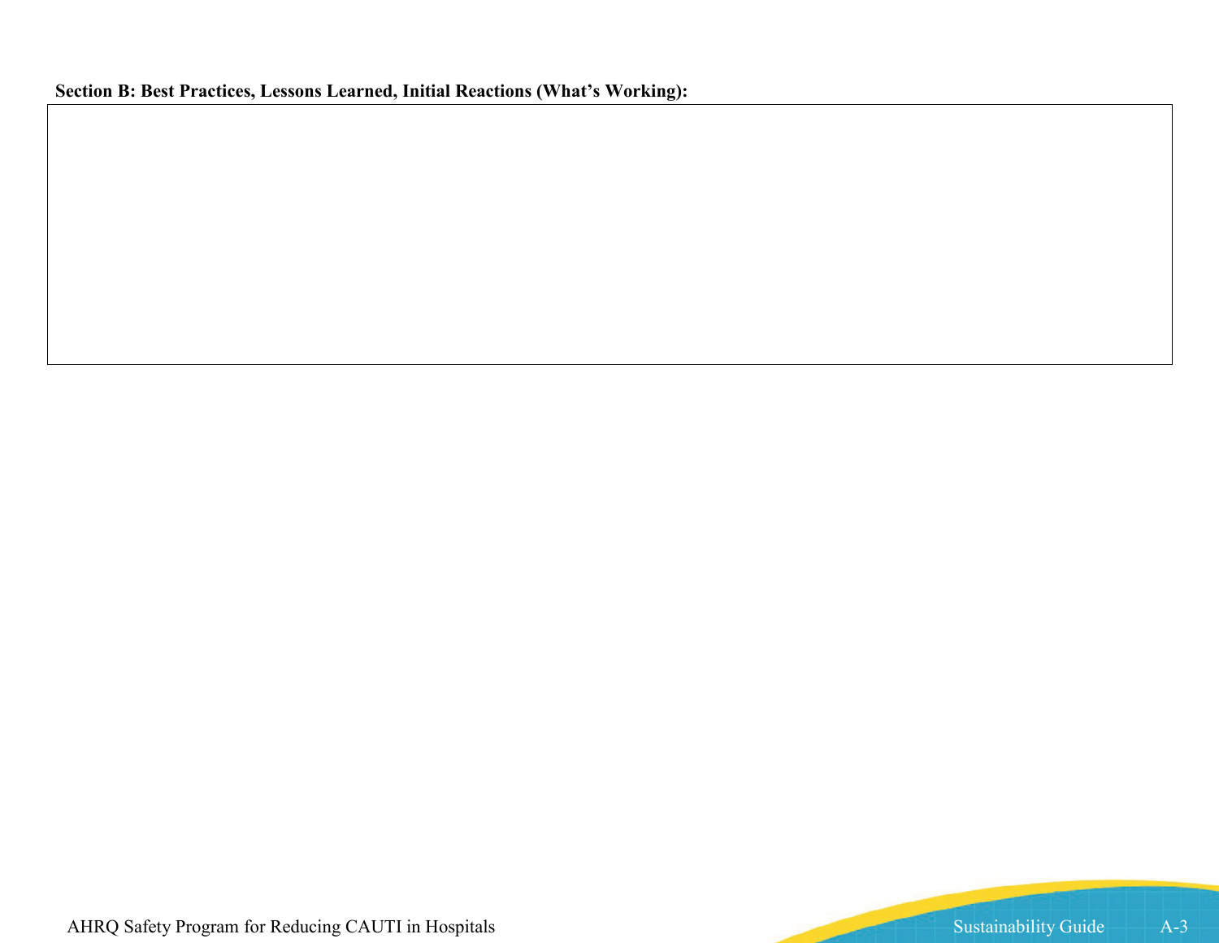**Section B: Best Practices, Lessons Learned, Initial Reactions (What's Working):**

| |
|---|
| |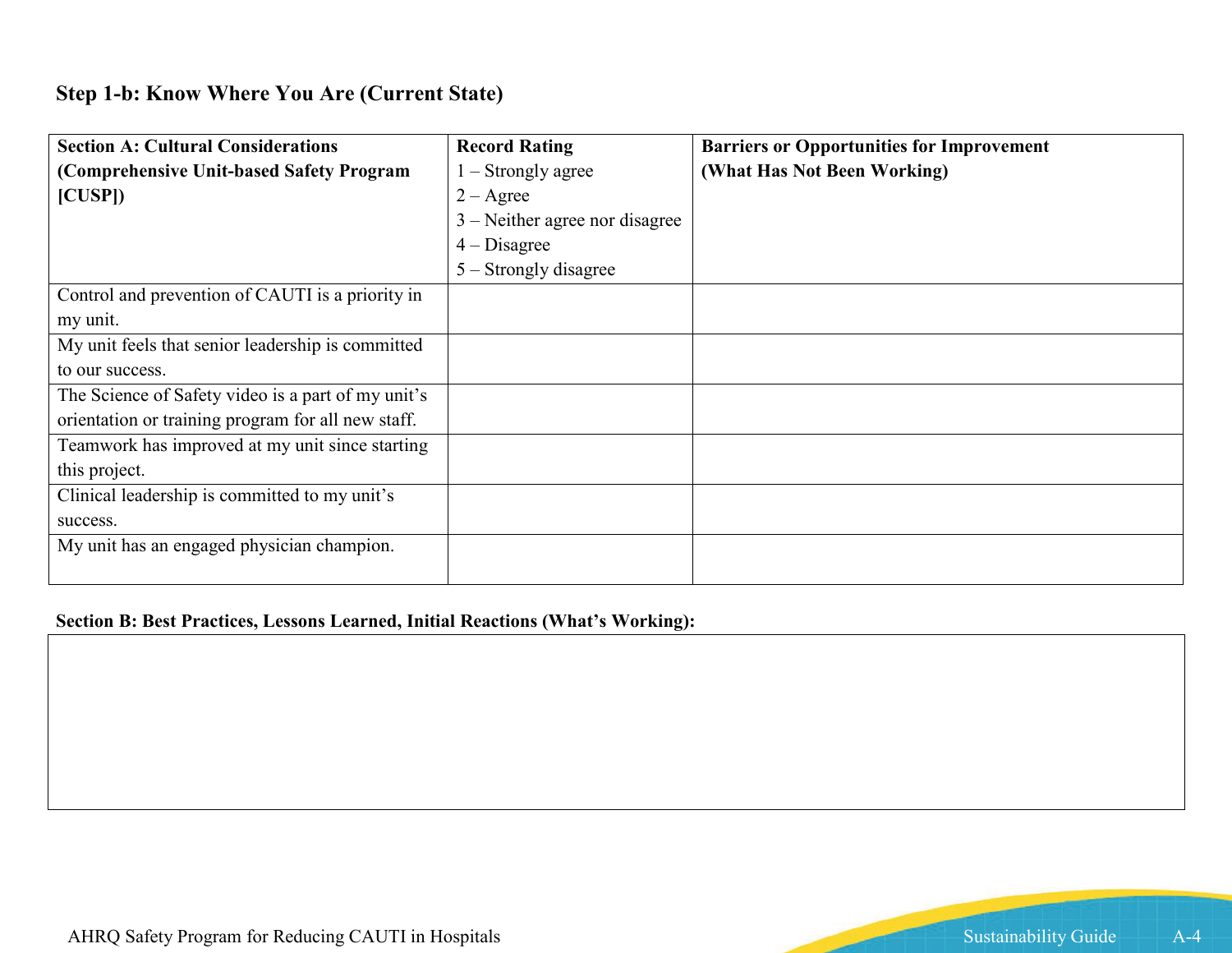### Step 1-b: Know Where You Are (Current State)

| **Section A: Cultural Considerations (Comprehensive Unit-based Safety Program [CUSP])** | **Record Rating**<br>1 – Strongly agree<br>2 – Agree<br>3 – Neither agree nor disagree<br>4 – Disagree<br>5 – Strongly disagree | **Barriers or Opportunities for Improvement (What Has Not Been Working)** |
|---|---|---|
| Control and prevention of CAUTI is a priority in my unit. | | |
| My unit feels that senior leadership is committed to our success. | | |
| The Science of Safety video is a part of my unit's orientation or training program for all new staff. | | |
| Teamwork has improved at my unit since starting this project. | | |
| Clinical leadership is committed to my unit's success. | | |
| My unit has an engaged physician champion. | | |

**Section B: Best Practices, Lessons Learned, Initial Reactions (What's Working):**

| |
|---|
| |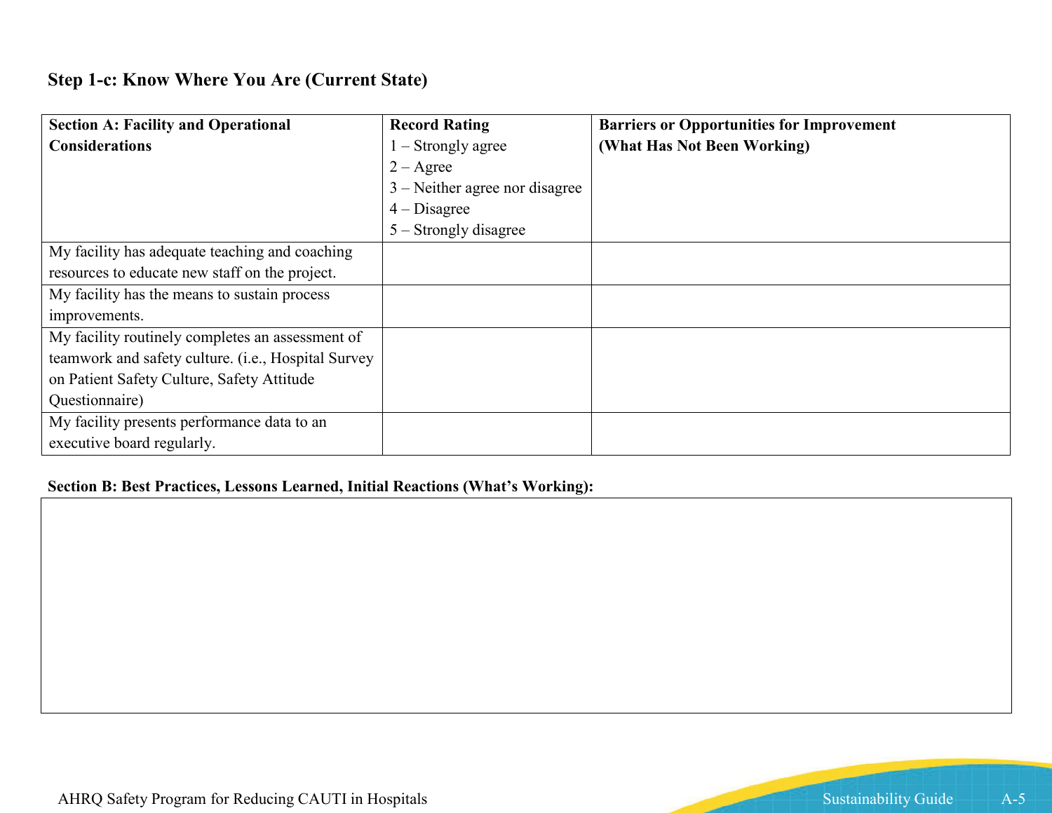## Step 1-c: Know Where You Are (Current State)

| **Section A: Facility and Operational Considerations** | **Record Rating**<br>1 – Strongly agree<br>2 – Agree<br>3 – Neither agree nor disagree<br>4 – Disagree<br>5 – Strongly disagree | **Barriers or Opportunities for Improvement (What Has Not Been Working)** |
|---|---|---|
| My facility has adequate teaching and coaching resources to educate new staff on the project. | | |
| My facility has the means to sustain process improvements. | | |
| My facility routinely completes an assessment of teamwork and safety culture. (i.e., Hospital Survey on Patient Safety Culture, Safety Attitude Questionnaire) | | |
| My facility presents performance data to an executive board regularly. | | |

**Section B: Best Practices, Lessons Learned, Initial Reactions (What's Working):**

| |
|---|
| |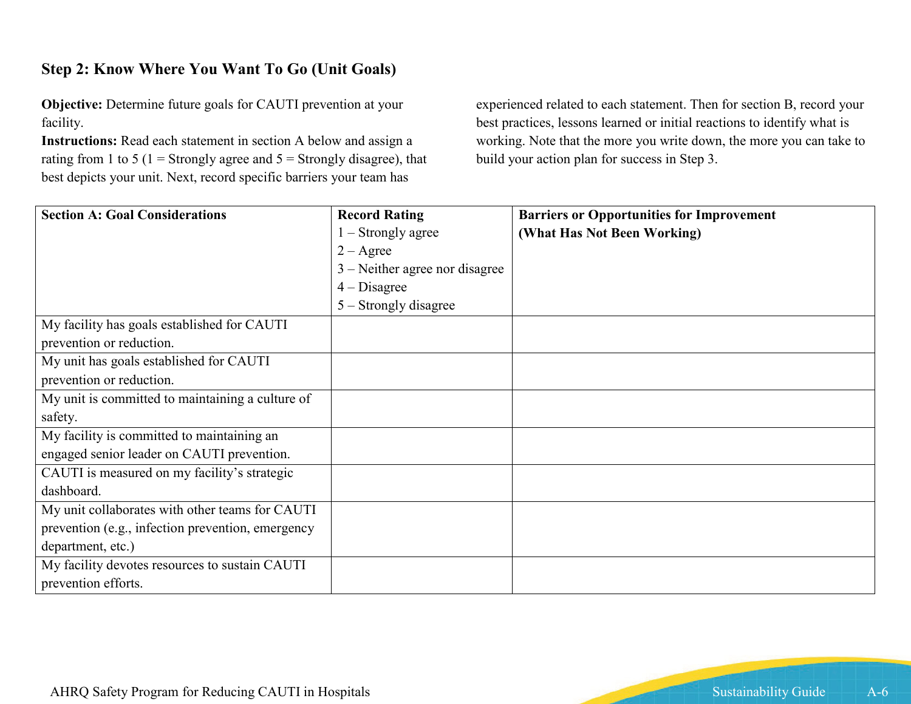## Step 2: Know Where You Want To Go (Unit Goals)

**Objective:** Determine future goals for CAUTI prevention at your facility.

**Instructions:** Read each statement in section A below and assign a rating from 1 to 5 (1 = Strongly agree and 5 = Strongly disagree), that best depicts your unit. Next, record specific barriers your team has experienced related to each statement. Then for section B, record your best practices, lessons learned or initial reactions to identify what is working. Note that the more you write down, the more you can take to build your action plan for success in Step 3.

| Section A: Goal Considerations | Record Rating<br>1 – Strongly agree<br>2 – Agree<br>3 – Neither agree nor disagree<br>4 – Disagree<br>5 – Strongly disagree | Barriers or Opportunities for Improvement (What Has Not Been Working) |
|---|---|---|
| My facility has goals established for CAUTI prevention or reduction. | | |
| My unit has goals established for CAUTI prevention or reduction. | | |
| My unit is committed to maintaining a culture of safety. | | |
| My facility is committed to maintaining an engaged senior leader on CAUTI prevention. | | |
| CAUTI is measured on my facility's strategic dashboard. | | |
| My unit collaborates with other teams for CAUTI prevention (e.g., infection prevention, emergency department, etc.) | | |
| My facility devotes resources to sustain CAUTI prevention efforts. | | |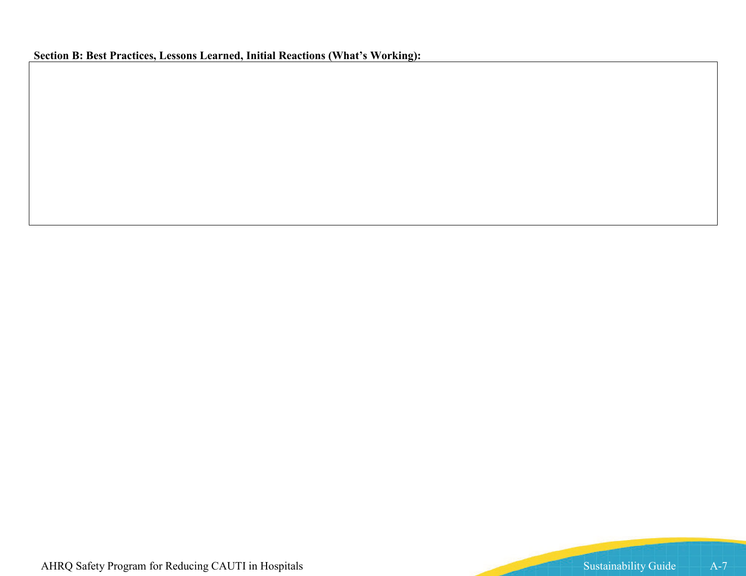**Section B: Best Practices, Lessons Learned, Initial Reactions (What's Working):**

| |
|---|
| |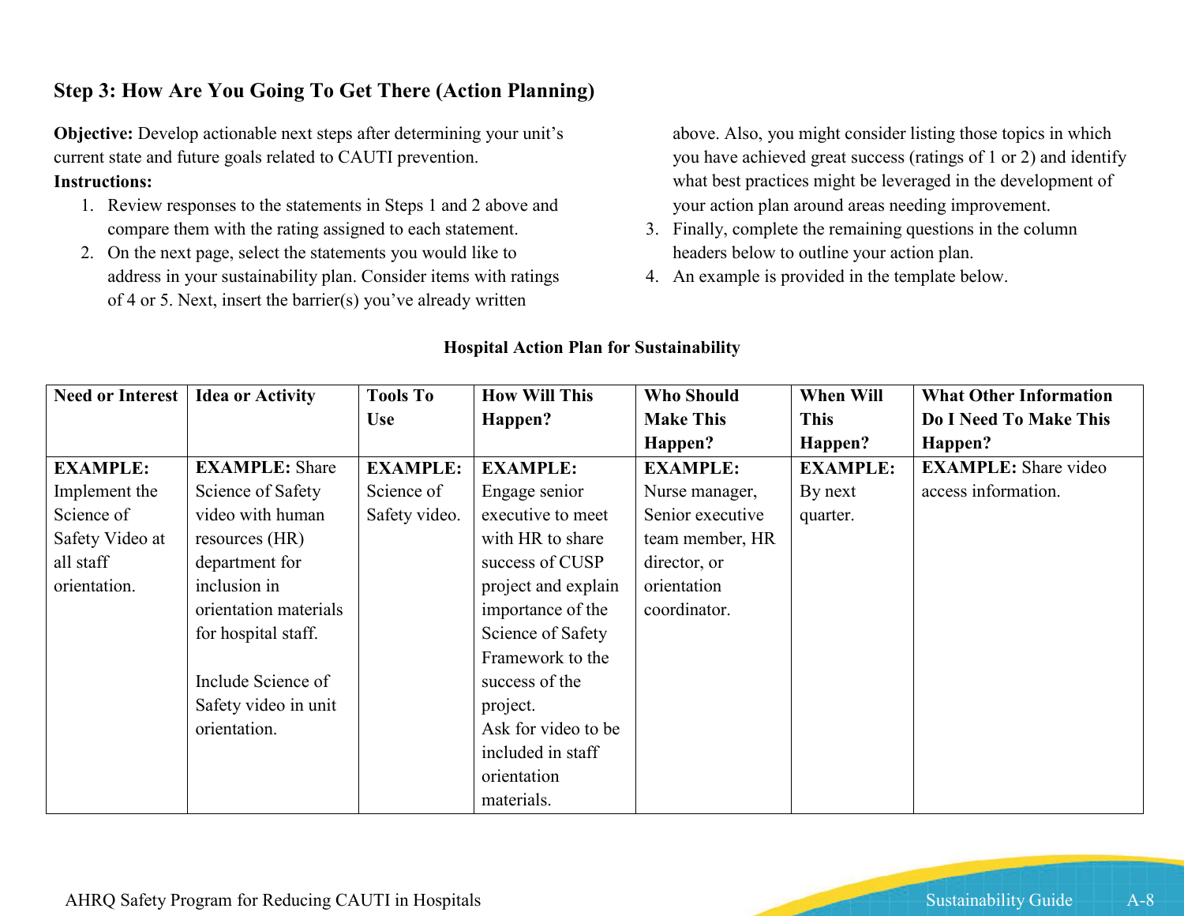## Step 3: How Are You Going To Get There (Action Planning)

**Objective:** Develop actionable next steps after determining your unit's current state and future goals related to CAUTI prevention.

**Instructions:**

1. Review responses to the statements in Steps 1 and 2 above and compare them with the rating assigned to each statement.
2. On the next page, select the statements you would like to address in your sustainability plan. Consider items with ratings of 4 or 5. Next, insert the barrier(s) you've already written above. Also, you might consider listing those topics in which you have achieved great success (ratings of 1 or 2) and identify what best practices might be leveraged in the development of your action plan around areas needing improvement.
3. Finally, complete the remaining questions in the column headers below to outline your action plan.
4. An example is provided in the template below.

**Hospital Action Plan for Sustainability**

| Need or Interest | Idea or Activity | Tools To Use | How Will This Happen? | Who Should Make This Happen? | When Will This Happen? | What Other Information Do I Need To Make This Happen? |
|---|---|---|---|---|---|---|
| **EXAMPLE:** Implement the Science of Safety Video at all staff orientation. | **EXAMPLE:** Share Science of Safety video with human resources (HR) department for inclusion in orientation materials for hospital staff.<br><br>Include Science of Safety video in unit orientation. | **EXAMPLE:** Science of Safety video. | **EXAMPLE:** Engage senior executive to meet with HR to share success of CUSP project and explain importance of the Science of Safety Framework to the success of the project.<br>Ask for video to be included in staff orientation materials. | **EXAMPLE:** Nurse manager, Senior executive team member, HR director, or orientation coordinator. | **EXAMPLE:** By next quarter. | **EXAMPLE:** Share video access information. |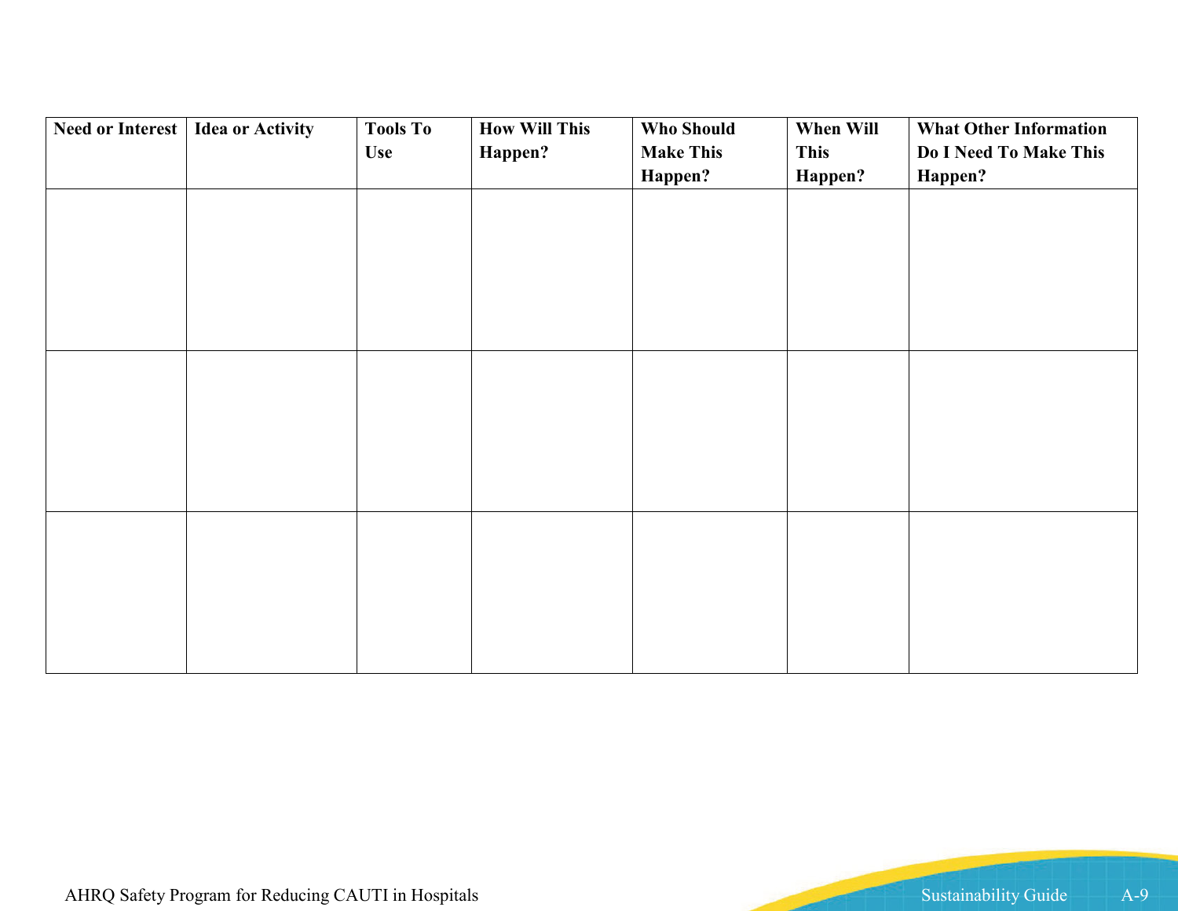| Need or Interest | Idea or Activity | Tools To Use | How Will This Happen? | Who Should Make This Happen? | When Will This Happen? | What Other Information Do I Need To Make This Happen? |
|---|---|---|---|---|---|---|
| | | | | | | |
| | | | | | | |
| | | | | | | |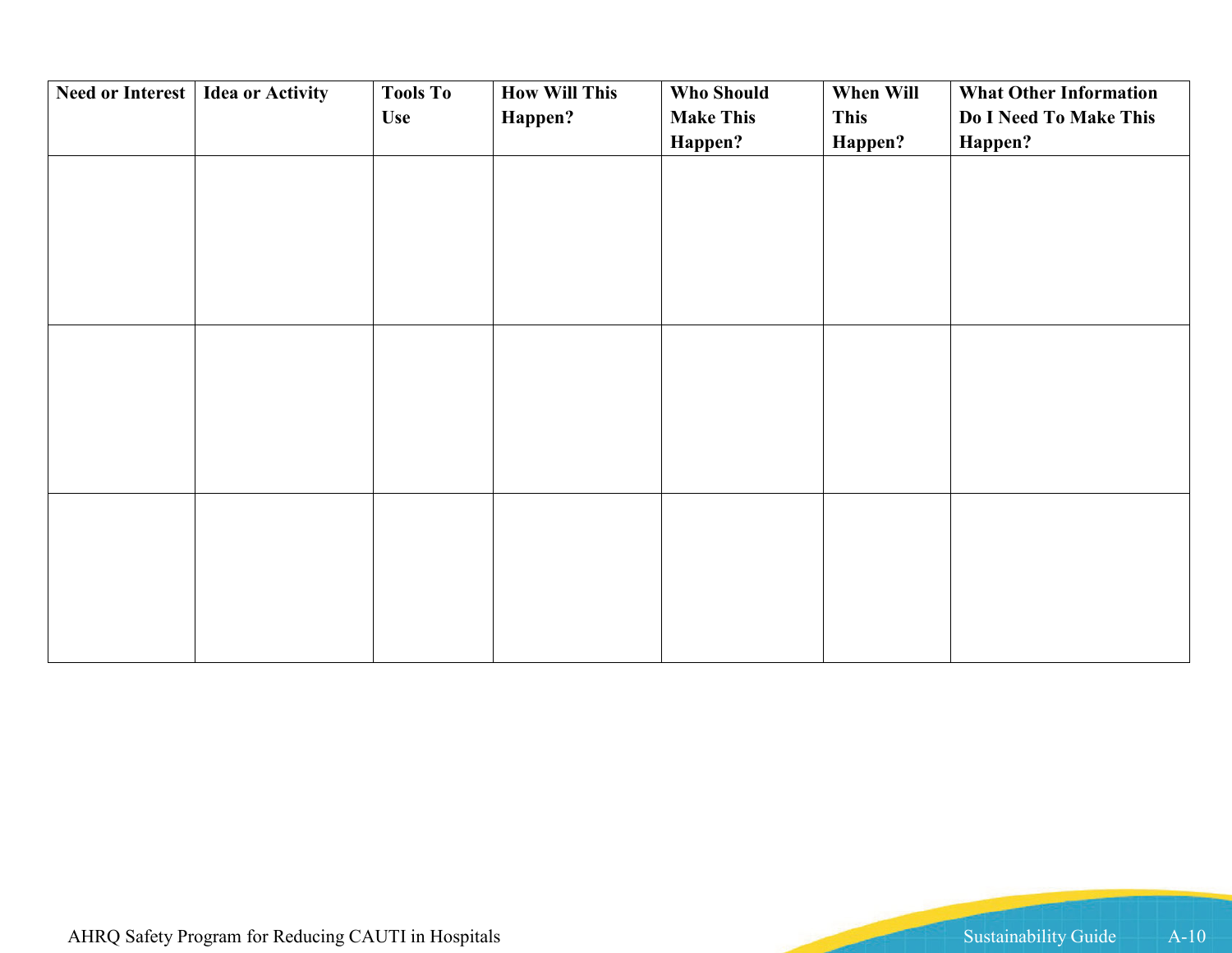| Need or Interest | Idea or Activity | Tools To Use | How Will This Happen? | Who Should Make This Happen? | When Will This Happen? | What Other Information Do I Need To Make This Happen? |
|---|---|---|---|---|---|---|
| | | | | | | |
| | | | | | | |
| | | | | | | |